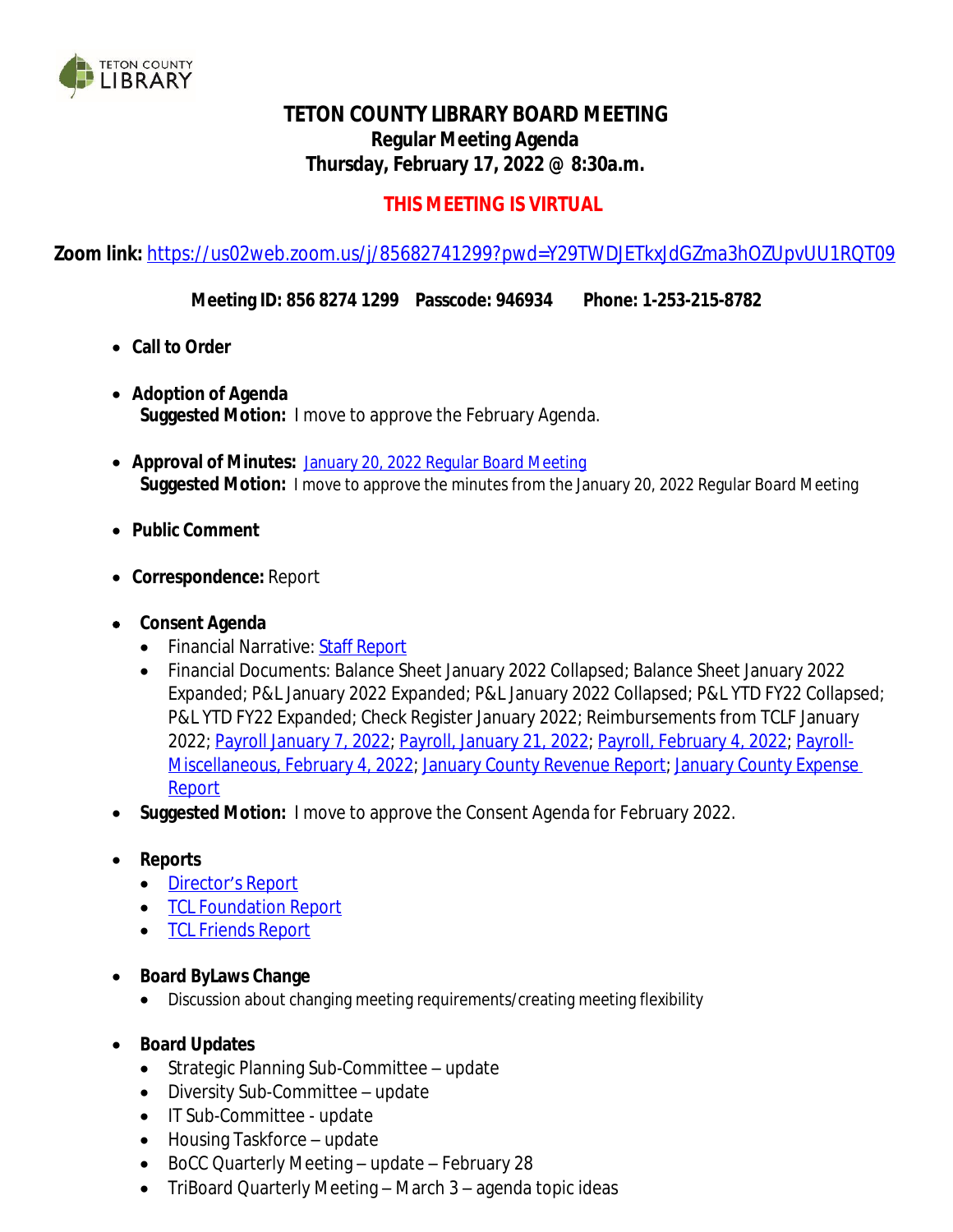TETON COUNTY LIBRARY

# TETON COUNTY LIBRARY BOARD MEETING

## Regular Meeting Agenda

## Thursday, February 17, 2022 @ 8:30a.m.

**THIS MEETING IS VIRTUAL**

**Zoom link:** https://us02web.zoom.us/j/85682741299?pwd=Y29TWDJETkxJdGZma3hOZUpvUU1RQT09

**Meeting ID: 856 8274 1299  Passcode: 946934  Phone: 1-253-215-8782**

- **Call to Order**
- **Adoption of Agenda**
  **Suggested Motion:** I move to approve the February Agenda.
- **Approval of Minutes:** January 20, 2022 Regular Board Meeting
  **Suggested Motion:** I move to approve the minutes from the January 20, 2022 Regular Board Meeting
- **Public Comment**
- **Correspondence:** Report
- **Consent Agenda**
  - Financial Narrative: Staff Report
  - Financial Documents: Balance Sheet January 2022 Collapsed; Balance Sheet January 2022 Expanded; P&L January 2022 Expanded; P&L January 2022 Collapsed; P&L YTD FY22 Collapsed; P&L YTD FY22 Expanded; Check Register January 2022; Reimbursements from TCLF January 2022; Payroll January 7, 2022; Payroll, January 21, 2022; Payroll, February 4, 2022; Payroll-Miscellaneous, February 4, 2022; January County Revenue Report; January County Expense Report
- **Suggested Motion:** I move to approve the Consent Agenda for February 2022.
- **Reports**
  - Director's Report
  - TCL Foundation Report
  - TCL Friends Report
- **Board ByLaws Change**
  - Discussion about changing meeting requirements/creating meeting flexibility
- **Board Updates**
  - Strategic Planning Sub-Committee – update
  - Diversity Sub-Committee – update
  - IT Sub-Committee - update
  - Housing Taskforce – update
  - BoCC Quarterly Meeting – update – February 28
  - TriBoard Quarterly Meeting – March 3 – agenda topic ideas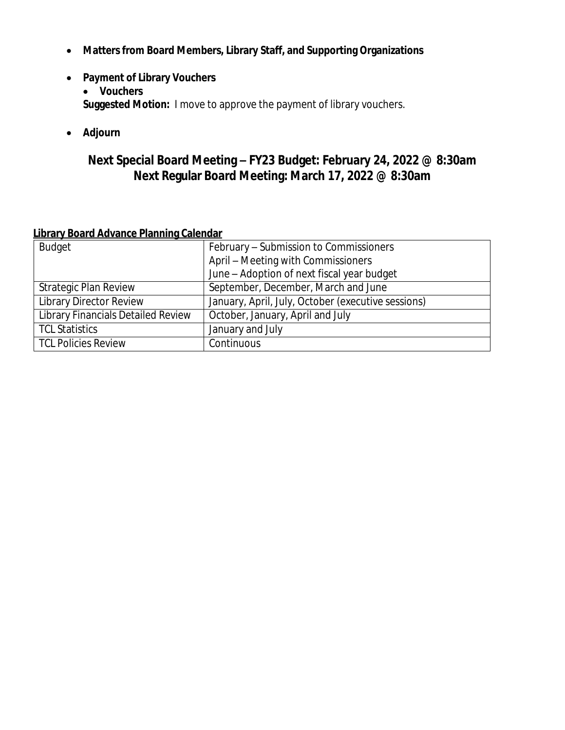- **Matters from Board Members, Library Staff, and Supporting Organizations**

- **Payment of Library Vouchers**
  - **Vouchers**

  **Suggested Motion:** I move to approve the payment of library vouchers.

- **Adjourn**

## Next Special Board Meeting – FY23 Budget: February 24, 2022 @ 8:30am
## Next Regular Board Meeting: March 17, 2022 @ 8:30am

**Library Board Advance Planning Calendar**

| | |
|---|---|
| Budget | February – Submission to Commissioners<br>April – Meeting with Commissioners<br>June – Adoption of next fiscal year budget |
| Strategic Plan Review | September, December, March and June |
| Library Director Review | January, April, July, October (executive sessions) |
| Library Financials Detailed Review | October, January, April and July |
| TCL Statistics | January and July |
| TCL Policies Review | Continuous |